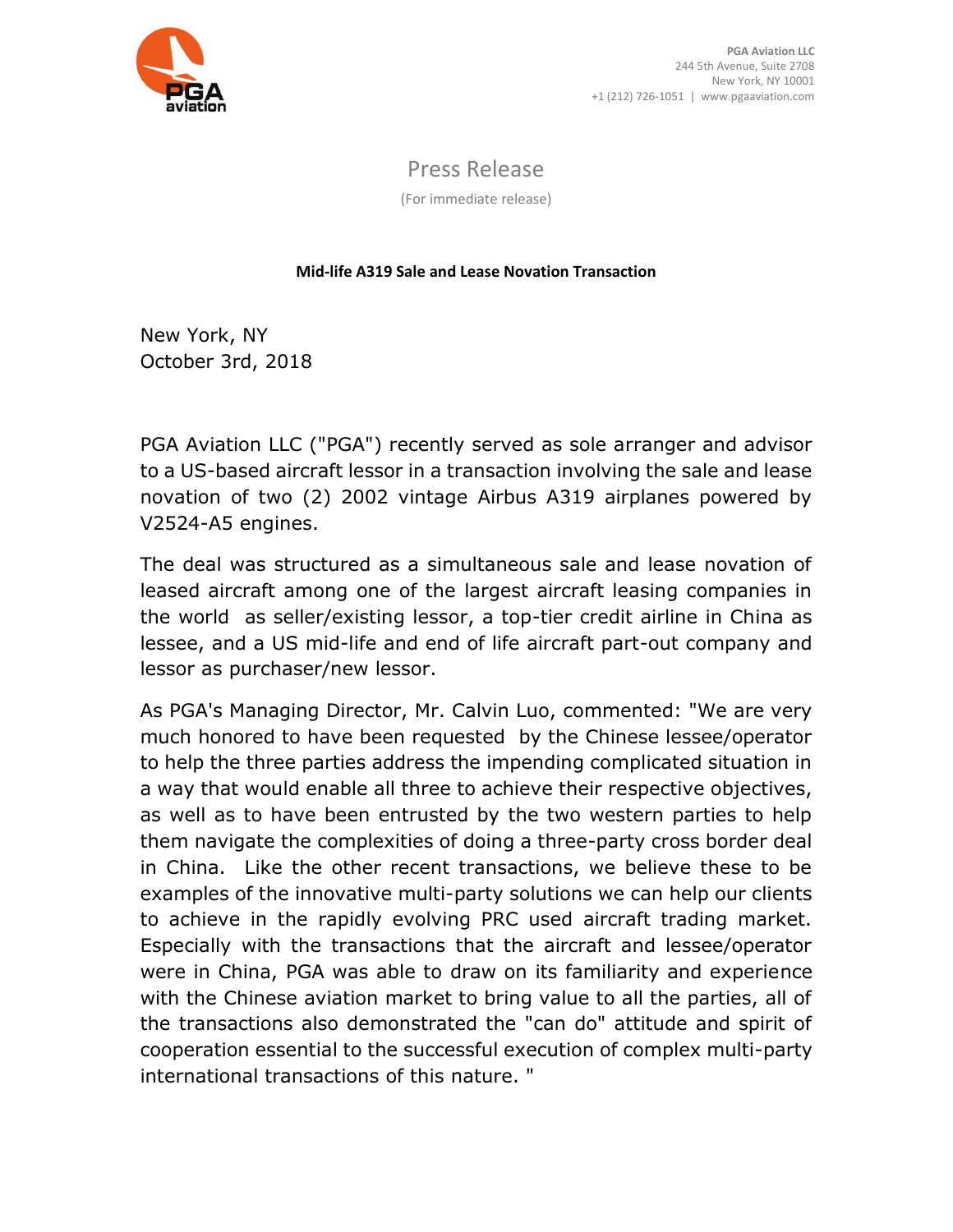PGA Aviation LLC
244 5th Avenue, Suite 2708
New York, NY 10001
+1 (212) 726-1051 | www.pgaaviation.com

# Press Release

(For immediate release)

**Mid-life A319 Sale and Lease Novation Transaction**

New York, NY
October 3rd, 2018

PGA Aviation LLC ("PGA") recently served as sole arranger and advisor to a US-based aircraft lessor in a transaction involving the sale and lease novation of two (2) 2002 vintage Airbus A319 airplanes powered by V2524-A5 engines.

The deal was structured as a simultaneous sale and lease novation of leased aircraft among one of the largest aircraft leasing companies in the world as seller/existing lessor, a top-tier credit airline in China as lessee, and a US mid-life and end of life aircraft part-out company and lessor as purchaser/new lessor.

As PGA's Managing Director, Mr. Calvin Luo, commented: "We are very much honored to have been requested by the Chinese lessee/operator to help the three parties address the impending complicated situation in a way that would enable all three to achieve their respective objectives, as well as to have been entrusted by the two western parties to help them navigate the complexities of doing a three-party cross border deal in China. Like the other recent transactions, we believe these to be examples of the innovative multi-party solutions we can help our clients to achieve in the rapidly evolving PRC used aircraft trading market. Especially with the transactions that the aircraft and lessee/operator were in China, PGA was able to draw on its familiarity and experience with the Chinese aviation market to bring value to all the parties, all of the transactions also demonstrated the "can do" attitude and spirit of cooperation essential to the successful execution of complex multi-party international transactions of this nature. "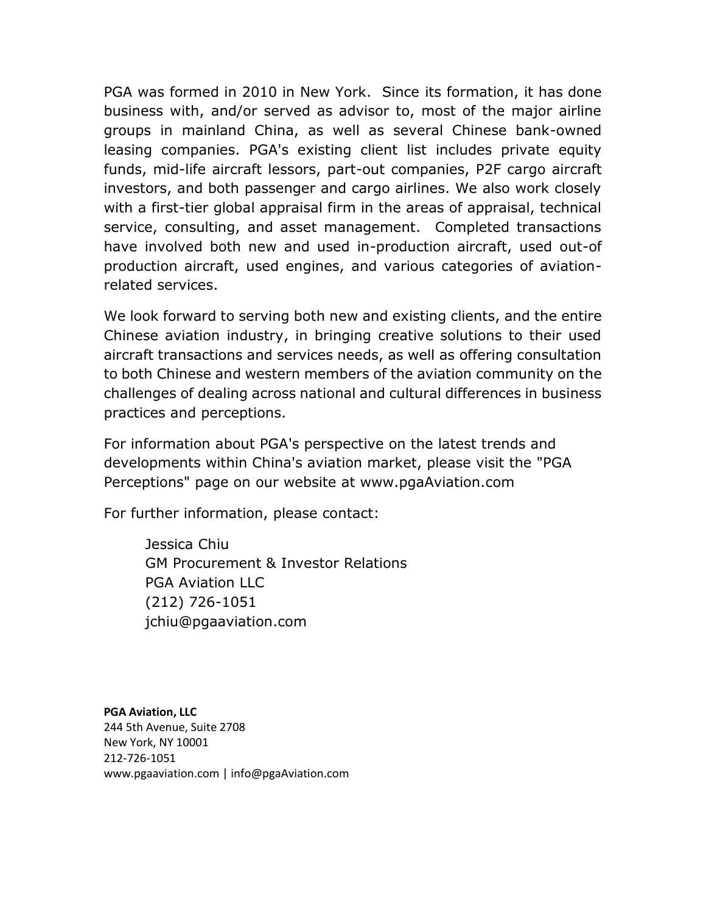PGA was formed in 2010 in New York. Since its formation, it has done business with, and/or served as advisor to, most of the major airline groups in mainland China, as well as several Chinese bank-owned leasing companies. PGA's existing client list includes private equity funds, mid-life aircraft lessors, part-out companies, P2F cargo aircraft investors, and both passenger and cargo airlines. We also work closely with a first-tier global appraisal firm in the areas of appraisal, technical service, consulting, and asset management. Completed transactions have involved both new and used in-production aircraft, used out-of production aircraft, used engines, and various categories of aviation-related services.

We look forward to serving both new and existing clients, and the entire Chinese aviation industry, in bringing creative solutions to their used aircraft transactions and services needs, as well as offering consultation to both Chinese and western members of the aviation community on the challenges of dealing across national and cultural differences in business practices and perceptions.

For information about PGA's perspective on the latest trends and developments within China's aviation market, please visit the "PGA Perceptions" page on our website at www.pgaAviation.com

For further information, please contact:

Jessica Chiu
GM Procurement & Investor Relations
PGA Aviation LLC
(212) 726-1051
jchiu@pgaaviation.com

**PGA Aviation, LLC**
244 5th Avenue, Suite 2708
New York, NY 10001
212-726-1051
www.pgaaviation.com | info@pgaAviation.com